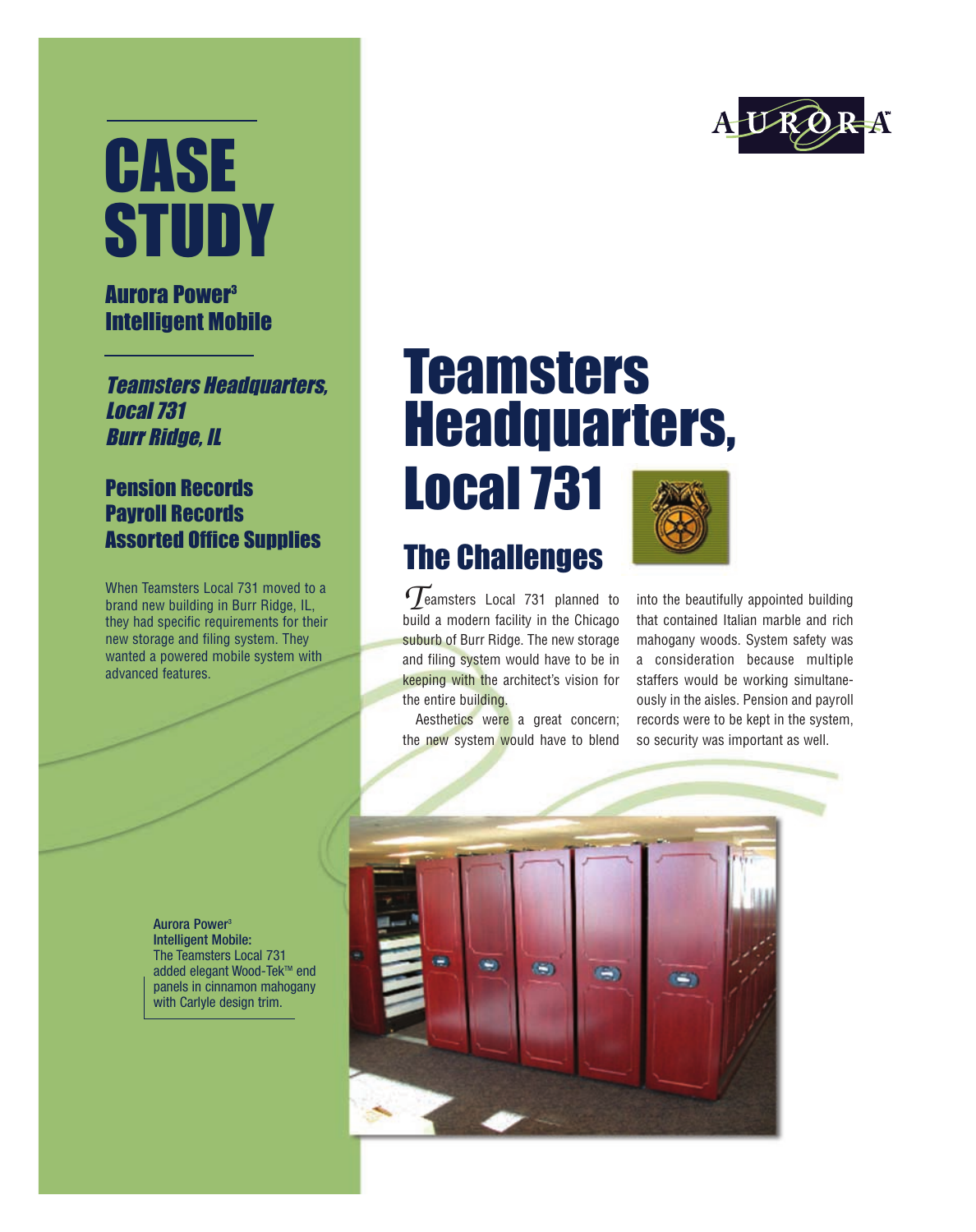# CASE STUDY

**Aurora Power³ Intelligent Mobile**

***Teamsters Headquarters, Local 731 Burr Ridge, IL***

**Pension Records**
**Payroll Records**
**Assorted Office Supplies**

When Teamsters Local 731 moved to a brand new building in Burr Ridge, IL, they had specific requirements for their new storage and filing system. They wanted a powered mobile system with advanced features.

AURORA™

# Teamsters Headquarters, Local 731

## The Challenges

Teamsters Local 731 planned to build a modern facility in the Chicago suburb of Burr Ridge. The new storage and filing system would have to be in keeping with the architect's vision for the entire building.

Aesthetics were a great concern; the new system would have to blend into the beautifully appointed building that contained Italian marble and rich mahogany woods. System safety was a consideration because multiple staffers would be working simultaneously in the aisles. Pension and payroll records were to be kept in the system, so security was important as well.

**Aurora Power³ Intelligent Mobile:** The Teamsters Local 731 added elegant Wood-Tek™ end panels in cinnamon mahogany with Carlyle design trim.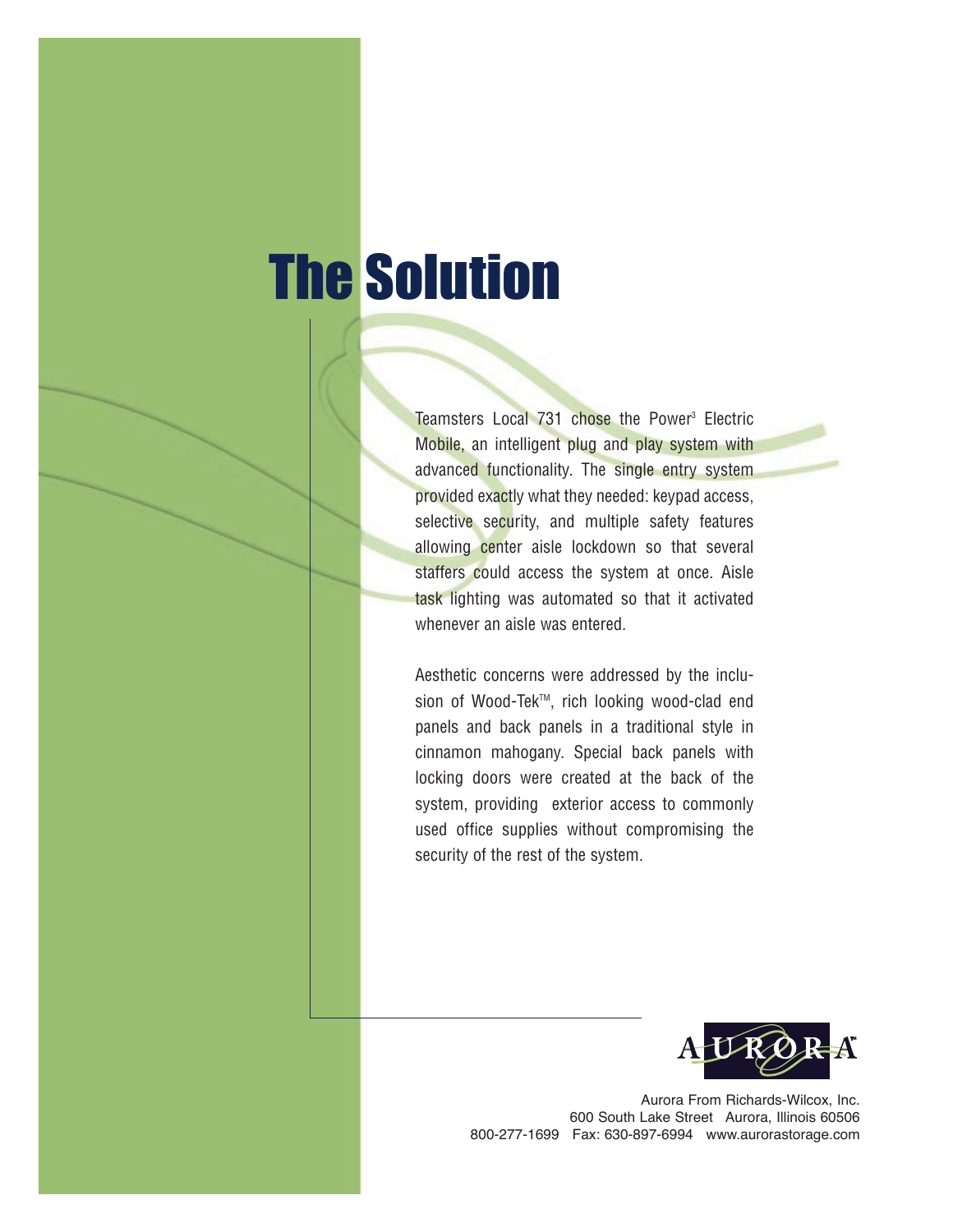# The Solution

Teamsters Local 731 chose the Power[3] Electric Mobile, an intelligent plug and play system with advanced functionality. The single entry system provided exactly what they needed: keypad access, selective security, and multiple safety features allowing center aisle lockdown so that several staffers could access the system at once. Aisle task lighting was automated so that it activated whenever an aisle was entered.

Aesthetic concerns were addressed by the inclusion of Wood-Tek™, rich looking wood-clad end panels and back panels in a traditional style in cinnamon mahogany. Special back panels with locking doors were created at the back of the system, providing exterior access to commonly used office supplies without compromising the security of the rest of the system.

AURORA™

Aurora From Richards-Wilcox, Inc.
600 South Lake Street Aurora, Illinois 60506
800-277-1699 Fax: 630-897-6994 www.aurorastorage.com